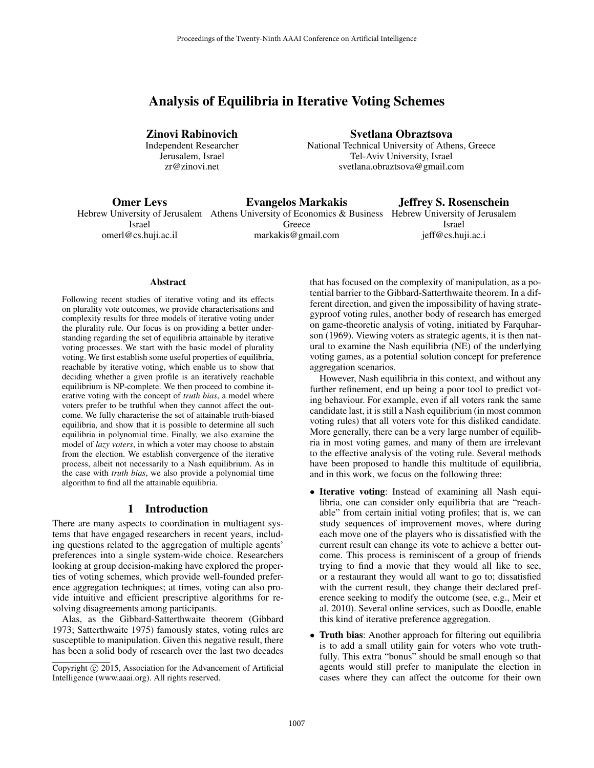# Analysis of Equilibria in Iterative Voting Schemes

**Zinovi Rabinovich**
Independent Researcher
Jerusalem, Israel
zr@zinovi.net

**Svetlana Obraztsova**
National Technical University of Athens, Greece
Tel-Aviv University, Israel
svetlana.obraztsova@gmail.com

**Omer Levs**
Hebrew University of Jerusalem
Israel
omerl@cs.huji.ac.il

**Evangelos Markakis**
Athens University of Economics & Business
Greece
markakis@gmail.com

**Jeffrey S. Rosenschein**
Hebrew University of Jerusalem
Israel
jeff@cs.huji.ac.i

### Abstract

Following recent studies of iterative voting and its effects on plurality vote outcomes, we provide characterisations and complexity results for three models of iterative voting under the plurality rule. Our focus is on providing a better understanding regarding the set of equilibria attainable by iterative voting processes. We start with the basic model of plurality voting. We first establish some useful properties of equilibria, reachable by iterative voting, which enable us to show that deciding whether a given profile is an iteratively reachable equilibrium is NP-complete. We then proceed to combine iterative voting with the concept of *truth bias*, a model where voters prefer to be truthful when they cannot affect the outcome. We fully characterise the set of attainable truth-biased equilibria, and show that it is possible to determine all such equilibria in polynomial time. Finally, we also examine the model of *lazy voters*, in which a voter may choose to abstain from the election. We establish convergence of the iterative process, albeit not necessarily to a Nash equilibrium. As in the case with *truth bias*, we also provide a polynomial time algorithm to find all the attainable equilibria.

## 1 Introduction

There are many aspects to coordination in multiagent systems that have engaged researchers in recent years, including questions related to the aggregation of multiple agents' preferences into a single system-wide choice. Researchers looking at group decision-making have explored the properties of voting schemes, which provide well-founded preference aggregation techniques; at times, voting can also provide intuitive and efficient prescriptive algorithms for resolving disagreements among participants.

Alas, as the Gibbard-Satterthwaite theorem (Gibbard 1973; Satterthwaite 1975) famously states, voting rules are susceptible to manipulation. Given this negative result, there has been a solid body of research over the last two decades that has focused on the complexity of manipulation, as a potential barrier to the Gibbard-Satterthwaite theorem. In a different direction, and given the impossibility of having strategyproof voting rules, another body of research has emerged on game-theoretic analysis of voting, initiated by Farquharson (1969). Viewing voters as strategic agents, it is then natural to examine the Nash equilibria (NE) of the underlying voting games, as a potential solution concept for preference aggregation scenarios.

However, Nash equilibria in this context, and without any further refinement, end up being a poor tool to predict voting behaviour. For example, even if all voters rank the same candidate last, it is still a Nash equilibrium (in most common voting rules) that all voters vote for this disliked candidate. More generally, there can be a very large number of equilibria in most voting games, and many of them are irrelevant to the effective analysis of the voting rule. Several methods have been proposed to handle this multitude of equilibria, and in this work, we focus on the following three:

- **Iterative voting**: Instead of examining all Nash equilibria, one can consider only equilibria that are "reachable" from certain initial voting profiles; that is, we can study sequences of improvement moves, where during each move one of the players who is dissatisfied with the current result can change its vote to achieve a better outcome. This process is reminiscent of a group of friends trying to find a movie that they would all like to see, or a restaurant they would all want to go to; dissatisfied with the current result, they change their declared preference seeking to modify the outcome (see, e.g., Meir et al. 2010). Several online services, such as Doodle, enable this kind of iterative preference aggregation.
- **Truth bias**: Another approach for filtering out equilibria is to add a small utility gain for voters who vote truthfully. This extra "bonus" should be small enough so that agents would still prefer to manipulate the election in cases where they can affect the outcome for their own

Copyright © 2015, Association for the Advancement of Artificial Intelligence (www.aaai.org). All rights reserved.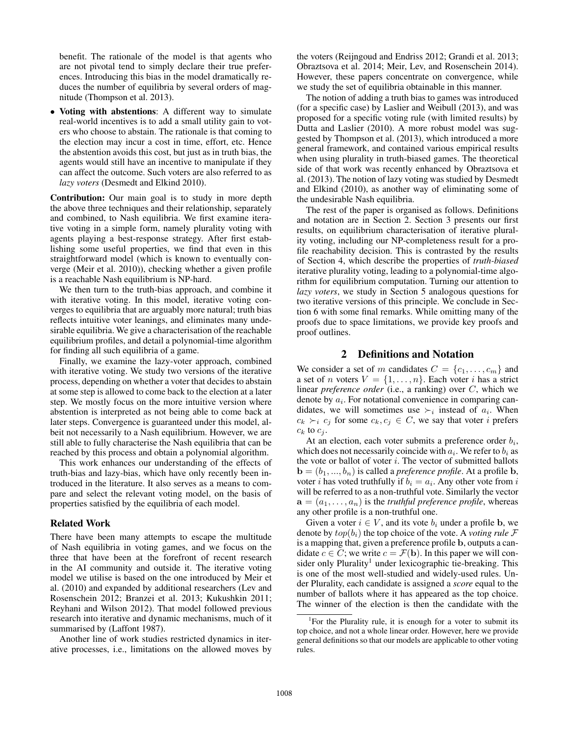benefit. The rationale of the model is that agents who are not pivotal tend to simply declare their true preferences. Introducing this bias in the model dramatically reduces the number of equilibria by several orders of magnitude (Thompson et al. 2013).

- **Voting with abstentions**: A different way to simulate real-world incentives is to add a small utility gain to voters who choose to abstain. The rationale is that coming to the election may incur a cost in time, effort, etc. Hence the abstention avoids this cost, but just as in truth bias, the agents would still have an incentive to manipulate if they can affect the outcome. Such voters are also referred to as *lazy voters* (Desmedt and Elkind 2010).

**Contribution:** Our main goal is to study in more depth the above three techniques and their relationship, separately and combined, to Nash equilibria. We first examine iterative voting in a simple form, namely plurality voting with agents playing a best-response strategy. After first establishing some useful properties, we find that even in this straightforward model (which is known to eventually converge (Meir et al. 2010)), checking whether a given profile is a reachable Nash equilibrium is NP-hard.

We then turn to the truth-bias approach, and combine it with iterative voting. In this model, iterative voting converges to equilibria that are arguably more natural; truth bias reflects intuitive voter leanings, and eliminates many undesirable equilibria. We give a characterisation of the reachable equilibrium profiles, and detail a polynomial-time algorithm for finding all such equilibria of a game.

Finally, we examine the lazy-voter approach, combined with iterative voting. We study two versions of the iterative process, depending on whether a voter that decides to abstain at some step is allowed to come back to the election at a later step. We mostly focus on the more intuitive version where abstention is interpreted as not being able to come back at later steps. Convergence is guaranteed under this model, albeit not necessarily to a Nash equilibrium. However, we are still able to fully characterise the Nash equilibria that can be reached by this process and obtain a polynomial algorithm.

This work enhances our understanding of the effects of truth-bias and lazy-bias, which have only recently been introduced in the literature. It also serves as a means to compare and select the relevant voting model, on the basis of properties satisfied by the equilibria of each model.

### Related Work

There have been many attempts to escape the multitude of Nash equilibria in voting games, and we focus on the three that have been at the forefront of recent research in the AI community and outside it. The iterative voting model we utilise is based on the one introduced by Meir et al. (2010) and expanded by additional researchers (Lev and Rosenschein 2012; Branzei et al. 2013; Kukushkin 2011; Reyhani and Wilson 2012). That model followed previous research into iterative and dynamic mechanisms, much of it summarised by (Laffont 1987).

Another line of work studies restricted dynamics in iterative processes, i.e., limitations on the allowed moves by the voters (Reijngoud and Endriss 2012; Grandi et al. 2013; Obraztsova et al. 2014; Meir, Lev, and Rosenschein 2014). However, these papers concentrate on convergence, while we study the set of equilibria obtainable in this manner.

The notion of adding a truth bias to games was introduced (for a specific case) by Laslier and Weibull (2013), and was proposed for a specific voting rule (with limited results) by Dutta and Laslier (2010). A more robust model was suggested by Thompson et al. (2013), which introduced a more general framework, and contained various empirical results when using plurality in truth-biased games. The theoretical side of that work was recently enhanced by Obraztsova et al. (2013). The notion of lazy voting was studied by Desmedt and Elkind (2010), as another way of eliminating some of the undesirable Nash equilibria.

The rest of the paper is organised as follows. Definitions and notation are in Section 2. Section 3 presents our first results, on equilibrium characterisation of iterative plurality voting, including our NP-completeness result for a profile reachability decision. This is contrasted by the results of Section 4, which describe the properties of *truth-biased* iterative plurality voting, leading to a polynomial-time algorithm for equilibrium computation. Turning our attention to *lazy voters*, we study in Section 5 analogous questions for two iterative versions of this principle. We conclude in Section 6 with some final remarks. While omitting many of the proofs due to space limitations, we provide key proofs and proof outlines.

## 2 Definitions and Notation

We consider a set of $m$ candidates $C = \{c_1, \dots, c_m\}$ and a set of $n$ voters $V = \{1, \dots, n\}$. Each voter $i$ has a strict linear *preference order* (i.e., a ranking) over $C$, which we denote by $a_i$. For notational convenience in comparing candidates, we will sometimes use $\succ_i$ instead of $a_i$. When $c_k \succ_i c_j$ for some $c_k, c_j \in C$, we say that voter $i$ prefers $c_k$ to $c_j$.

At an election, each voter submits a preference order $b_i$, which does not necessarily coincide with $a_i$. We refer to $b_i$ as the vote or ballot of voter $i$. The vector of submitted ballots $\mathbf{b} = (b_1, ..., b_n)$ is called a *preference profile*. At a profile $\mathbf{b}$, voter $i$ has voted truthfully if $b_i = a_i$. Any other vote from $i$ will be referred to as a non-truthful vote. Similarly the vector $\mathbf{a} = (a_1, \dots, a_n)$ is the *truthful preference profile*, whereas any other profile is a non-truthful one.

Given a voter $i \in V$, and its vote $b_i$ under a profile $\mathbf{b}$, we denote by $top(b_i)$ the top choice of the vote. A *voting rule* $\mathcal{F}$ is a mapping that, given a preference profile $\mathbf{b}$, outputs a candidate $c \in C$; we write $c = \mathcal{F}(\mathbf{b})$. In this paper we will consider only Plurality[1] under lexicographic tie-breaking. This is one of the most well-studied and widely-used rules. Under Plurality, each candidate is assigned a *score* equal to the number of ballots where it has appeared as the top choice. The winner of the election is then the candidate with the

[1] For the Plurality rule, it is enough for a voter to submit its top choice, and not a whole linear order. However, here we provide general definitions so that our models are applicable to other voting rules.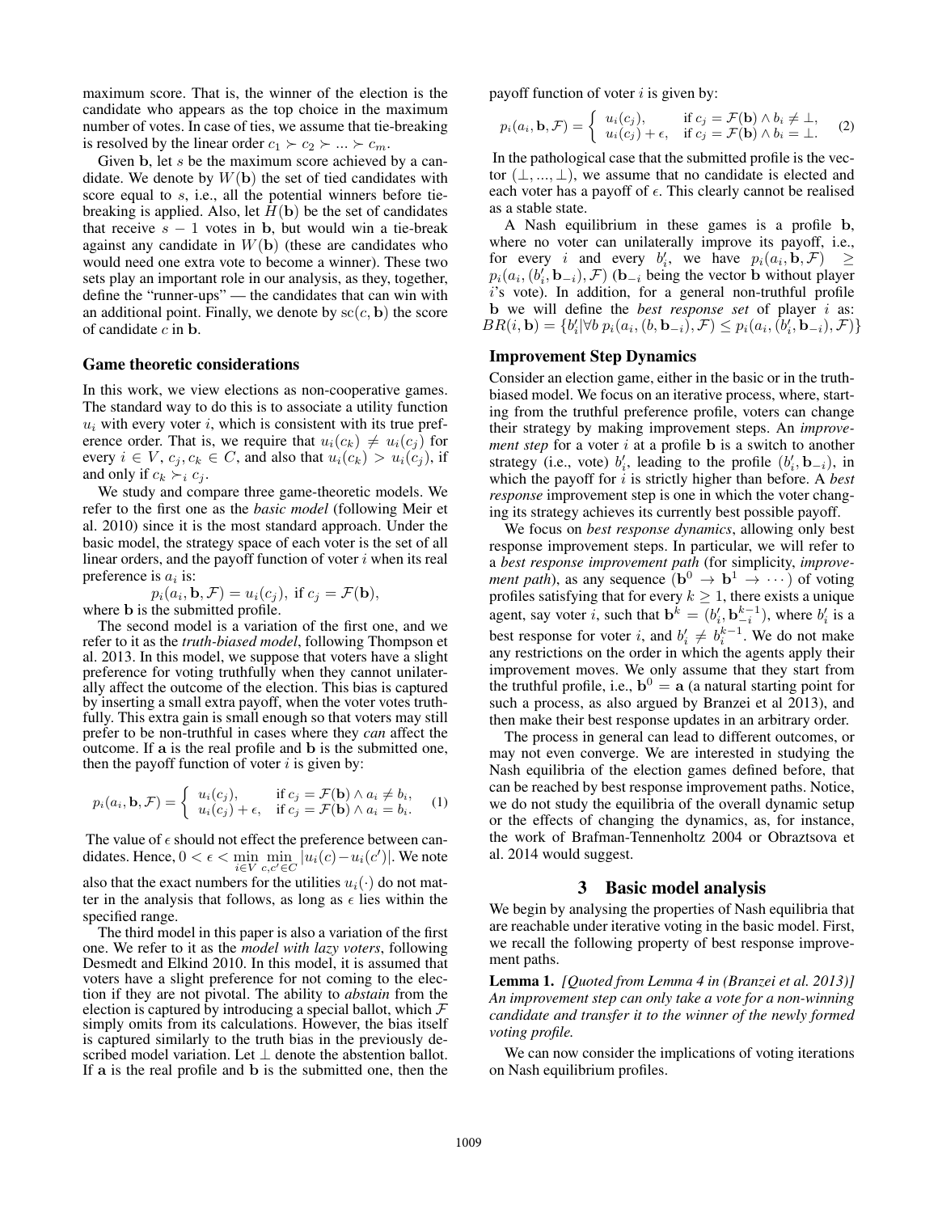maximum score. That is, the winner of the election is the candidate who appears as the top choice in the maximum number of votes. In case of ties, we assume that tie-breaking is resolved by the linear order $c_1 \succ c_2 \succ ... \succ c_m$.

Given $\mathbf{b}$, let $s$ be the maximum score achieved by a candidate. We denote by $W(\mathbf{b})$ the set of tied candidates with score equal to $s$, i.e., all the potential winners before tie-breaking is applied. Also, let $H(\mathbf{b})$ be the set of candidates that receive $s-1$ votes in $\mathbf{b}$, but would win a tie-break against any candidate in $W(\mathbf{b})$ (these are candidates who would need one extra vote to become a winner). These two sets play an important role in our analysis, as they, together, define the "runner-ups" — the candidates that can win with an additional point. Finally, we denote by $\text{sc}(c, \mathbf{b})$ the score of candidate $c$ in $\mathbf{b}$.

### Game theoretic considerations

In this work, we view elections as non-cooperative games. The standard way to do this is to associate a utility function $u_i$ with every voter $i$, which is consistent with its true preference order. That is, we require that $u_i(c_k) \neq u_i(c_j)$ for every $i \in V$, $c_j, c_k \in C$, and also that $u_i(c_k) > u_i(c_j)$, if and only if $c_k \succ_i c_j$.

We study and compare three game-theoretic models. We refer to the first one as the *basic model* (following Meir et al. 2010) since it is the most standard approach. Under the basic model, the strategy space of each voter is the set of all linear orders, and the payoff function of voter $i$ when its real preference is $a_i$ is:

$$p_i(a_i, \mathbf{b}, \mathcal{F}) = u_i(c_j), \text{ if } c_j = \mathcal{F}(\mathbf{b}),$$

where $\mathbf{b}$ is the submitted profile.

The second model is a variation of the first one, and we refer to it as the *truth-biased model*, following Thompson et al. 2013. In this model, we suppose that voters have a slight preference for voting truthfully when they cannot unilaterally affect the outcome of the election. This bias is captured by inserting a small extra payoff, when the voter votes truthfully. This extra gain is small enough so that voters may still prefer to be non-truthful in cases where they *can* affect the outcome. If $\mathbf{a}$ is the real profile and $\mathbf{b}$ is the submitted one, then the payoff function of voter $i$ is given by:

$$p_i(a_i, \mathbf{b}, \mathcal{F}) = \begin{cases} u_i(c_j), & \text{if } c_j = \mathcal{F}(\mathbf{b}) \wedge a_i \neq b_i, \\ u_i(c_j) + \epsilon, & \text{if } c_j = \mathcal{F}(\mathbf{b}) \wedge a_i = b_i. \end{cases} \quad (1)$$

The value of $\epsilon$ should not effect the preference between candidates. Hence, $0 < \epsilon < \min_{i \in V} \min_{c,c' \in C} |u_i(c) - u_i(c')|$. We note also that the exact numbers for the utilities $u_i(\cdot)$ do not matter in the analysis that follows, as long as $\epsilon$ lies within the specified range.

The third model in this paper is also a variation of the first one. We refer to it as the *model with lazy voters*, following Desmedt and Elkind 2010. In this model, it is assumed that voters have a slight preference for not coming to the election if they are not pivotal. The ability to *abstain* from the election is captured by introducing a special ballot, which $\mathcal{F}$ simply omits from its calculations. However, the bias itself is captured similarly to the truth bias in the previously described model variation. Let $\perp$ denote the abstention ballot. If $\mathbf{a}$ is the real profile and $\mathbf{b}$ is the submitted one, then the payoff function of voter $i$ is given by:

$$p_i(a_i, \mathbf{b}, \mathcal{F}) = \begin{cases} u_i(c_j), & \text{if } c_j = \mathcal{F}(\mathbf{b}) \wedge b_i \neq \perp, \\ u_i(c_j) + \epsilon, & \text{if } c_j = \mathcal{F}(\mathbf{b}) \wedge b_i = \perp. \end{cases} \quad (2)$$

In the pathological case that the submitted profile is the vector $(\perp, ..., \perp)$, we assume that no candidate is elected and each voter has a payoff of $\epsilon$. This clearly cannot be realised as a stable state.

A Nash equilibrium in these games is a profile $\mathbf{b}$, where no voter can unilaterally improve its payoff, i.e., for every $i$ and every $b'_i$, we have $p_i(a_i, \mathbf{b}, \mathcal{F}) \geq p_i(a_i, (b'_i, \mathbf{b}_{-i}), \mathcal{F})$ ($\mathbf{b}_{-i}$ being the vector $\mathbf{b}$ without player $i$'s vote). In addition, for a general non-truthful profile $\mathbf{b}$ we will define the *best response set* of player $i$ as: $BR(i, \mathbf{b}) = \{b'_i | \forall b \; p_i(a_i, (b, \mathbf{b}_{-i}), \mathcal{F}) \leq p_i(a_i, (b'_i, \mathbf{b}_{-i}), \mathcal{F})\}$

### Improvement Step Dynamics

Consider an election game, either in the basic or in the truth-biased model. We focus on an iterative process, where, starting from the truthful preference profile, voters can change their strategy by making improvement steps. An *improvement step* for a voter $i$ at a profile $\mathbf{b}$ is a switch to another strategy (i.e., vote) $b'_i$, leading to the profile $(b'_i, \mathbf{b}_{-i})$, in which the payoff for $i$ is strictly higher than before. A *best response* improvement step is one in which the voter changing its strategy achieves its currently best possible payoff.

We focus on *best response dynamics*, allowing only best response improvement steps. In particular, we will refer to a *best response improvement path* (for simplicity, *improvement path*), as any sequence $(\mathbf{b}^0 \to \mathbf{b}^1 \to \cdots)$ of voting profiles satisfying that for every $k \geq 1$, there exists a unique agent, say voter $i$, such that $\mathbf{b}^k = (b'_i, \mathbf{b}^{k-1}_{-i})$, where $b'_i$ is a best response for voter $i$, and $b'_i \neq b^{k-1}_i$. We do not make any restrictions on the order in which the agents apply their improvement moves. We only assume that they start from the truthful profile, i.e., $\mathbf{b}^0 = \mathbf{a}$ (a natural starting point for such a process, as also argued by Branzei et al 2013), and then make their best response updates in an arbitrary order.

The process in general can lead to different outcomes, or may not even converge. We are interested in studying the Nash equilibria of the election games defined before, that can be reached by best response improvement paths. Notice, we do not study the equilibria of the overall dynamic setup or the effects of changing the dynamics, as, for instance, the work of Brafman-Tennenholtz 2004 or Obraztsova et al. 2014 would suggest.

## 3 Basic model analysis

We begin by analysing the properties of Nash equilibria that are reachable under iterative voting in the basic model. First, we recall the following property of best response improvement paths.

**Lemma 1.** *[Quoted from Lemma 4 in (Branzei et al. 2013)] An improvement step can only take a vote for a non-winning candidate and transfer it to the winner of the newly formed voting profile.*

We can now consider the implications of voting iterations on Nash equilibrium profiles.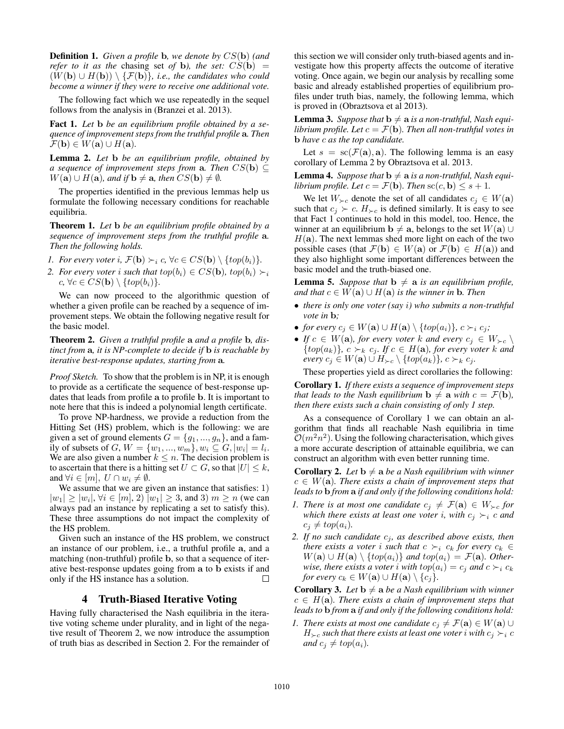**Definition 1.** *Given a profile* $\mathbf{b}$*, we denote by* $CS(\mathbf{b})$ *(and refer to it as the* chasing set *of* $\mathbf{b}$*), the set:* $CS(\mathbf{b}) = (W(\mathbf{b}) \cup H(\mathbf{b})) \setminus \{\mathcal{F}(\mathbf{b})\}$*, i.e., the candidates who could become a winner if they were to receive one additional vote.*

The following fact which we use repeatedly in the sequel follows from the analysis in (Branzei et al. 2013).

**Fact 1.** *Let* $\mathbf{b}$ *be an equilibrium profile obtained by a sequence of improvement steps from the truthful profile* $\mathbf{a}$*. Then* $\mathcal{F}(\mathbf{b}) \in W(\mathbf{a}) \cup H(\mathbf{a})$*.*

**Lemma 2.** *Let* $\mathbf{b}$ *be an equilibrium profile, obtained by a sequence of improvement steps from* $\mathbf{a}$*. Then* $CS(\mathbf{b}) \subseteq W(\mathbf{a}) \cup H(\mathbf{a})$*, and if* $\mathbf{b} \neq \mathbf{a}$*, then* $CS(\mathbf{b}) \neq \emptyset$*.*

The properties identified in the previous lemmas help us formulate the following necessary conditions for reachable equilibria.

**Theorem 1.** *Let* $\mathbf{b}$ *be an equilibrium profile obtained by a sequence of improvement steps from the truthful profile* $\mathbf{a}$*. Then the following holds.*

1. *For every voter* $i$*,* $\mathcal{F}(\mathbf{b}) \succ_i c$*,* $\forall c \in CS(\mathbf{b}) \setminus \{top(b_i)\}$*.*
2. *For every voter* $i$ *such that* $top(b_i) \in CS(\mathbf{b})$*,* $top(b_i) \succ_i c$*,* $\forall c \in CS(\mathbf{b}) \setminus \{top(b_i)\}$*.*

We can now proceed to the algorithmic question of whether a given profile can be reached by a sequence of improvement steps. We obtain the following negative result for the basic model.

**Theorem 2.** *Given a truthful profile* $\mathbf{a}$ *and a profile* $\mathbf{b}$*, distinct from* $\mathbf{a}$*, it is NP-complete to decide if* $\mathbf{b}$ *is reachable by iterative best-response updates, starting from* $\mathbf{a}$*.*

*Proof Sketch.* To show that the problem is in NP, it is enough to provide as a certificate the sequence of best-response updates that leads from profile $\mathbf{a}$ to profile $\mathbf{b}$. It is important to note here that this is indeed a polynomial length certificate.

To prove NP-hardness, we provide a reduction from the Hitting Set (HS) problem, which is the following: we are given a set of ground elements $G = \{g_1, ..., g_n\}$, and a family of subsets of $G$, $W = \{w_1, ..., w_m\}, w_i \subseteq G, |w_i| = l_i$. We are also given a number $k \leq n$. The decision problem is to ascertain that there is a hitting set $U \subset G$, so that $|U| \leq k$, and $\forall i \in [m]$, $U \cap w_i \neq \emptyset$.

We assume that we are given an instance that satisfies: 1) $|w_1| \geq |w_i|, \forall i \in [m]$, 2) $|w_1| \geq 3$, and 3) $m \geq n$ (we can always pad an instance by replicating a set to satisfy this). These three assumptions do not impact the complexity of the HS problem.

Given such an instance of the HS problem, we construct an instance of our problem, i.e., a truthful profile $\mathbf{a}$, and a matching (non-truthful) profile $\mathbf{b}$, so that a sequence of iterative best-response updates going from $\mathbf{a}$ to $\mathbf{b}$ exists if and only if the HS instance has a solution. □

## 4 Truth-Biased Iterative Voting

Having fully characterised the Nash equilibria in the iterative voting scheme under plurality, and in light of the negative result of Theorem 2, we now introduce the assumption of truth bias as described in Section 2. For the remainder of this section we will consider only truth-biased agents and investigate how this property affects the outcome of iterative voting. Once again, we begin our analysis by recalling some basic and already established properties of equilibrium profiles under truth bias, namely, the following lemma, which is proved in (Obraztsova et al 2013).

**Lemma 3.** *Suppose that* $\mathbf{b} \neq \mathbf{a}$ *is a non-truthful, Nash equilibrium profile. Let* $c = \mathcal{F}(\mathbf{b})$*. Then all non-truthful votes in* $\mathbf{b}$ *have* $c$ *as the top candidate.*

Let $s = \text{sc}(\mathcal{F}(\mathbf{a}), \mathbf{a})$. The following lemma is an easy corollary of Lemma 2 by Obraztsova et al. 2013.

**Lemma 4.** *Suppose that* $\mathbf{b} \neq \mathbf{a}$ *is a non-truthful, Nash equilibrium profile. Let* $c = \mathcal{F}(\mathbf{b})$*. Then* $\text{sc}(c, \mathbf{b}) \leq s + 1$*.*

We let $W_{\succ c}$ denote the set of all candidates $c_j \in W(\mathbf{a})$ such that $c_j \succ c$. $H_{\succ c}$ is defined similarly. It is easy to see that Fact 1 continues to hold in this model, too. Hence, the winner at an equilibrium $\mathbf{b} \neq \mathbf{a}$, belongs to the set $W(\mathbf{a}) \cup H(\mathbf{a})$. The next lemmas shed more light on each of the two possible cases (that $\mathcal{F}(\mathbf{b}) \in W(\mathbf{a})$ or $\mathcal{F}(\mathbf{b}) \in H(\mathbf{a})$) and they also highlight some important differences between the basic model and the truth-biased one.

**Lemma 5.** *Suppose that* $\mathbf{b} \neq \mathbf{a}$ *is an equilibrium profile, and that* $c \in W(\mathbf{a}) \cup H(\mathbf{a})$ *is the winner in* $\mathbf{b}$*. Then*

- *there is only one voter (say* $i$*) who submits a non-truthful vote in* $\mathbf{b}$*;*
- *for every* $c_j \in W(\mathbf{a}) \cup H(\mathbf{a}) \setminus \{top(a_i)\}$*,* $c \succ_i c_j$*;*
- *If* $c \in W(\mathbf{a})$*, for every voter* $k$ *and every* $c_j \in W_{\succ c} \setminus \{top(a_k)\}$*,* $c \succ_k c_j$*. If* $c \in H(\mathbf{a})$*, for every voter* $k$ *and every* $c_j \in W(\mathbf{a}) \cup H_{\succ c} \setminus \{top(a_k)\}$*,* $c \succ_k c_j$*.*

These properties yield as direct corollaries the following:

**Corollary 1.** *If there exists a sequence of improvement steps that leads to the Nash equilibrium* $\mathbf{b} \neq \mathbf{a}$ *with* $c = \mathcal{F}(\mathbf{b})$*, then there exists such a chain consisting of only 1 step.*

As a consequence of Corollary 1 we can obtain an algorithm that finds all reachable Nash equilibria in time $\mathcal{O}(m^2 n^2)$. Using the following characterisation, which gives a more accurate description of attainable equilibria, we can construct an algorithm with even better running time.

**Corollary 2.** *Let* $\mathbf{b} \neq \mathbf{a}$ *be a Nash equilibrium with winner* $c \in W(\mathbf{a})$*. There exists a chain of improvement steps that leads to* $\mathbf{b}$ *from* $\mathbf{a}$ *if and only if the following conditions hold:*

1. *There is at most one candidate* $c_j \neq \mathcal{F}(\mathbf{a}) \in W_{\succ c}$ *for which there exists at least one voter* $i$*, with* $c_j \succ_i c$ *and* $c_j \neq top(a_i)$*.*
2. *If no such candidate* $c_j$*, as described above exists, then there exists a voter* $i$ *such that* $c \succ_i c_k$ *for every* $c_k \in W(\mathbf{a}) \cup H(\mathbf{a}) \setminus \{top(a_i)\}$ *and* $top(a_i) = \mathcal{F}(\mathbf{a})$*. Otherwise, there exists a voter* $i$ *with* $top(a_i) = c_j$ *and* $c \succ_i c_k$ *for every* $c_k \in W(\mathbf{a}) \cup H(\mathbf{a}) \setminus \{c_j\}$*.*

**Corollary 3.** *Let* $\mathbf{b} \neq \mathbf{a}$ *be a Nash equilibrium with winner* $c \in H(\mathbf{a})$*. There exists a chain of improvement steps that leads to* $\mathbf{b}$ *from* $\mathbf{a}$ *if and only if the following conditions hold:*

1. *There exists at most one candidate* $c_j \neq \mathcal{F}(\mathbf{a}) \in W(\mathbf{a}) \cup H_{\succ c}$ *such that there exists at least one voter* $i$ *with* $c_j \succ_i c$ *and* $c_j \neq top(a_i)$*.*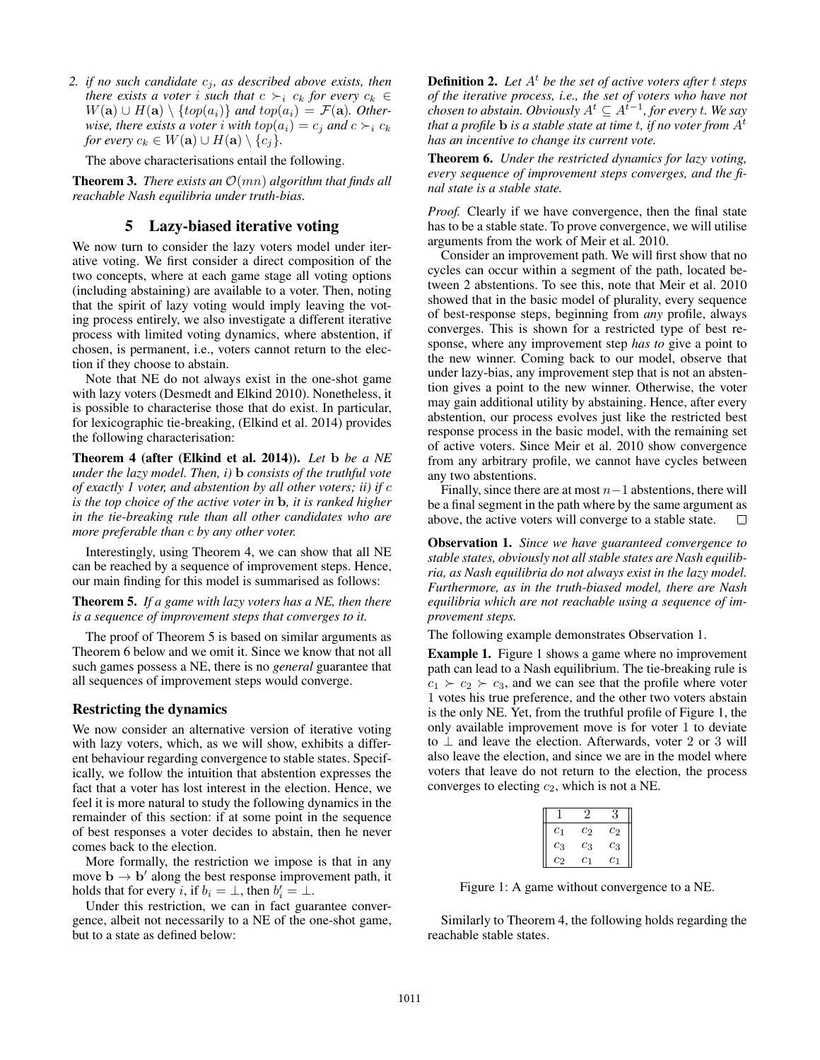2. *if no such candidate $c_j$, as described above exists, then there exists a voter $i$ such that $c \succ_i c_k$ for every $c_k \in W(\mathbf{a}) \cup H(\mathbf{a}) \setminus \{top(a_i)\}$ and $top(a_i) = \mathcal{F}(\mathbf{a})$. Otherwise, there exists a voter $i$ with $top(a_i) = c_j$ and $c \succ_i c_k$ for every $c_k \in W(\mathbf{a}) \cup H(\mathbf{a}) \setminus \{c_j\}$.*

The above characterisations entail the following.

**Theorem 3.** *There exists an $\mathcal{O}(mn)$ algorithm that finds all reachable Nash equilibria under truth-bias.*

## 5 Lazy-biased iterative voting

We now turn to consider the lazy voters model under iterative voting. We first consider a direct composition of the two concepts, where at each game stage all voting options (including abstaining) are available to a voter. Then, noting that the spirit of lazy voting would imply leaving the voting process entirely, we also investigate a different iterative process with limited voting dynamics, where abstention, if chosen, is permanent, i.e., voters cannot return to the election if they choose to abstain.

Note that NE do not always exist in the one-shot game with lazy voters (Desmedt and Elkind 2010). Nonetheless, it is possible to characterise those that do exist. In particular, for lexicographic tie-breaking, (Elkind et al. 2014) provides the following characterisation:

**Theorem 4 (after (Elkind et al. 2014)).** *Let $\mathbf{b}$ be a NE under the lazy model. Then, i) $\mathbf{b}$ consists of the truthful vote of exactly 1 voter, and abstention by all other voters; ii) if $c$ is the top choice of the active voter in $\mathbf{b}$, it is ranked higher in the tie-breaking rule than all other candidates who are more preferable than $c$ by any other voter.*

Interestingly, using Theorem 4, we can show that all NE can be reached by a sequence of improvement steps. Hence, our main finding for this model is summarised as follows:

**Theorem 5.** *If a game with lazy voters has a NE, then there is a sequence of improvement steps that converges to it.*

The proof of Theorem 5 is based on similar arguments as Theorem 6 below and we omit it. Since we know that not all such games possess a NE, there is no *general* guarantee that all sequences of improvement steps would converge.

### Restricting the dynamics

We now consider an alternative version of iterative voting with lazy voters, which, as we will show, exhibits a different behaviour regarding convergence to stable states. Specifically, we follow the intuition that abstention expresses the fact that a voter has lost interest in the election. Hence, we feel it is more natural to study the following dynamics in the remainder of this section: if at some point in the sequence of best responses a voter decides to abstain, then he never comes back to the election.

More formally, the restriction we impose is that in any move $\mathbf{b} \rightarrow \mathbf{b}'$ along the best response improvement path, it holds that for every $i$, if $b_i = \perp$, then $b'_i = \perp$.

Under this restriction, we can in fact guarantee convergence, albeit not necessarily to a NE of the one-shot game, but to a state as defined below:

**Definition 2.** *Let $A^t$ be the set of active voters after $t$ steps of the iterative process, i.e., the set of voters who have not chosen to abstain. Obviously $A^t \subseteq A^{t-1}$, for every $t$. We say that a profile $\mathbf{b}$ is a stable state at time $t$, if no voter from $A^t$ has an incentive to change its current vote.*

**Theorem 6.** *Under the restricted dynamics for lazy voting, every sequence of improvement steps converges, and the final state is a stable state.*

*Proof.* Clearly if we have convergence, then the final state has to be a stable state. To prove convergence, we will utilise arguments from the work of Meir et al. 2010.

Consider an improvement path. We will first show that no cycles can occur within a segment of the path, located between 2 abstentions. To see this, note that Meir et al. 2010 showed that in the basic model of plurality, every sequence of best-response steps, beginning from *any* profile, always converges. This is shown for a restricted type of best response, where any improvement step *has to* give a point to the new winner. Coming back to our model, observe that under lazy-bias, any improvement step that is not an abstention gives a point to the new winner. Otherwise, the voter may gain additional utility by abstaining. Hence, after every abstention, our process evolves just like the restricted best response process in the basic model, with the remaining set of active voters. Since Meir et al. 2010 show convergence from any arbitrary profile, we cannot have cycles between any two abstentions.

Finally, since there are at most $n-1$ abstentions, there will be a final segment in the path where by the same argument as above, the active voters will converge to a stable state. $\square$

**Observation 1.** *Since we have guaranteed convergence to stable states, obviously not all stable states are Nash equilibria, as Nash equilibria do not always exist in the lazy model. Furthermore, as in the truth-biased model, there are Nash equilibria which are not reachable using a sequence of improvement steps.*

The following example demonstrates Observation 1.

**Example 1.** Figure 1 shows a game where no improvement path can lead to a Nash equilibrium. The tie-breaking rule is $c_1 \succ c_2 \succ c_3$, and we can see that the profile where voter 1 votes his true preference, and the other two voters abstain is the only NE. Yet, from the truthful profile of Figure 1, the only available improvement move is for voter 1 to deviate to $\perp$ and leave the election. Afterwards, voter 2 or 3 will also leave the election, and since we are in the model where voters that leave do not return to the election, the process converges to electing $c_2$, which is not a NE.

| 1 | 2 | 3 |
|---|---|---|
| $c_1$ | $c_2$ | $c_2$ |
| $c_3$ | $c_3$ | $c_3$ |
| $c_2$ | $c_1$ | $c_1$ |

Figure 1: A game without convergence to a NE.

Similarly to Theorem 4, the following holds regarding the reachable stable states.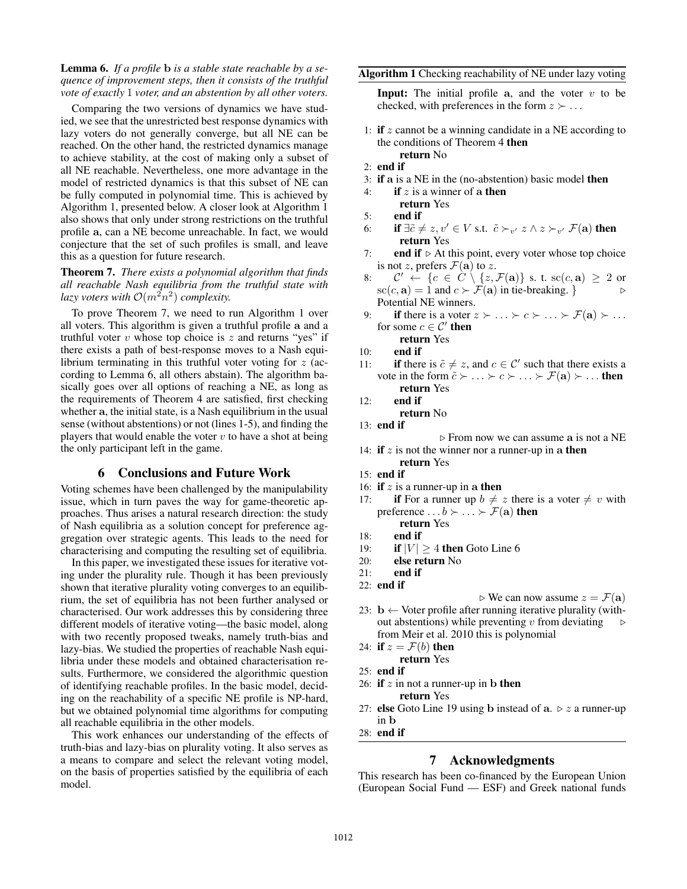**Lemma 6.** *If a profile* $\mathbf{b}$ *is a stable state reachable by a sequence of improvement steps, then it consists of the truthful vote of exactly* 1 *voter, and an abstention by all other voters.*

Comparing the two versions of dynamics we have studied, we see that the unrestricted best response dynamics with lazy voters do not generally converge, but all NE can be reached. On the other hand, the restricted dynamics manage to achieve stability, at the cost of making only a subset of all NE reachable. Nevertheless, one more advantage in the model of restricted dynamics is that this subset of NE can be fully computed in polynomial time. This is achieved by Algorithm 1, presented below. A closer look at Algorithm 1 also shows that only under strong restrictions on the truthful profile $\mathbf{a}$, can a NE become unreachable. In fact, we would conjecture that the set of such profiles is small, and leave this as a question for future research.

**Theorem 7.** *There exists a polynomial algorithm that finds all reachable Nash equilibria from the truthful state with lazy voters with* $\mathcal{O}(m^2n^2)$ *complexity.*

To prove Theorem 7, we need to run Algorithm 1 over all voters. This algorithm is given a truthful profile $\mathbf{a}$ and a truthful voter $v$ whose top choice is $z$ and returns "yes" if there exists a path of best-response moves to a Nash equilibrium terminating in this truthful voter voting for $z$ (according to Lemma 6, all others abstain). The algorithm basically goes over all options of reaching a NE, as long as the requirements of Theorem 4 are satisfied, first checking whether $\mathbf{a}$, the initial state, is a Nash equilibrium in the usual sense (without abstentions) or not (lines 1-5), and finding the players that would enable the voter $v$ to have a shot at being the only participant left in the game.

## 6 Conclusions and Future Work

Voting schemes have been challenged by the manipulability issue, which in turn paves the way for game-theoretic approaches. Thus arises a natural research direction: the study of Nash equilibria as a solution concept for preference aggregation over strategic agents. This leads to the need for characterising and computing the resulting set of equilibria.

In this paper, we investigated these issues for iterative voting under the plurality rule. Though it has been previously shown that iterative plurality voting converges to an equilibrium, the set of equilibria has not been further analysed or characterised. Our work addresses this by considering three different models of iterative voting—the basic model, along with two recently proposed tweaks, namely truth-bias and lazy-bias. We studied the properties of reachable Nash equilibria under these models and obtained characterisation results. Furthermore, we considered the algorithmic question of identifying reachable profiles. In the basic model, deciding on the reachability of a specific NE profile is NP-hard, but we obtained polynomial time algorithms for computing all reachable equilibria in the other models.

This work enhances our understanding of the effects of truth-bias and lazy-bias on plurality voting. It also serves as a means to compare and select the relevant voting model, on the basis of properties satisfied by the equilibria of each model.

**Algorithm 1** Checking reachability of NE under lazy voting

**Input:** The initial profile $\mathbf{a}$, and the voter $v$ to be checked, with preferences in the form $z \succ \ldots$

```
1: if z cannot be a winning candidate in a NE according to
   the conditions of Theorem 4 then
       return No
2: end if
3: if a is a NE in the (no-abstention) basic model then
4:     if z is a winner of a then
           return Yes
5:     end if
6:     if ∃c̃ ≠ z, v' ∈ V s.t. c̃ ≻_v' z ∧ z ≻_v' F(a) then
           return Yes
7:     end if  ▷ At this point, every voter whose top choice
       is not z, prefers F(a) to z.
8:     C' ← {c ∈ C \ {z, F(a)} s. t. sc(c, a) ≥ 2 or
       sc(c, a) = 1 and c ≻ F(a) in tie-breaking. }      ▷
       Potential NE winners.
9:     if there is a voter z ≻ ... ≻ c ≻ ... ≻ F(a) ≻ ...
       for some c ∈ C' then
           return Yes
10:    end if
11:    if there is c̃ ≠ z, and c ∈ C' such that there exists a
       vote in the form c̃ ≻ ... ≻ c ≻ ... ≻ F(a) ≻ ... then
           return Yes
12:    end if
           return No
13: end if
                        ▷ From now we can assume a is not a NE
14: if z is not the winner nor a runner-up in a then
        return Yes
15: end if
16: if z is a runner-up in a then
17:     if For a runner up b ≠ z there is a voter ≠ v with
        preference ... b ≻ ... ≻ F(a) then
            return Yes
18:     end if
19:     if |V| ≥ 4 then Goto Line 6
20:     else return No
21:     end if
22: end if
                              ▷ We can now assume z = F(a)
23: b ← Voter profile after running iterative plurality (with-
    out abstentions) while preventing v from deviating    ▷
    from Meir et al. 2010 this is polynomial
24: if z = F(b) then
        return Yes
25: end if
26: if z in not a runner-up in b then
        return Yes
27: else Goto Line 19 using b instead of a. ▷ z a runner-up
    in b
28: end if
```

## 7 Acknowledgments

This research has been co-financed by the European Union (European Social Fund — ESF) and Greek national funds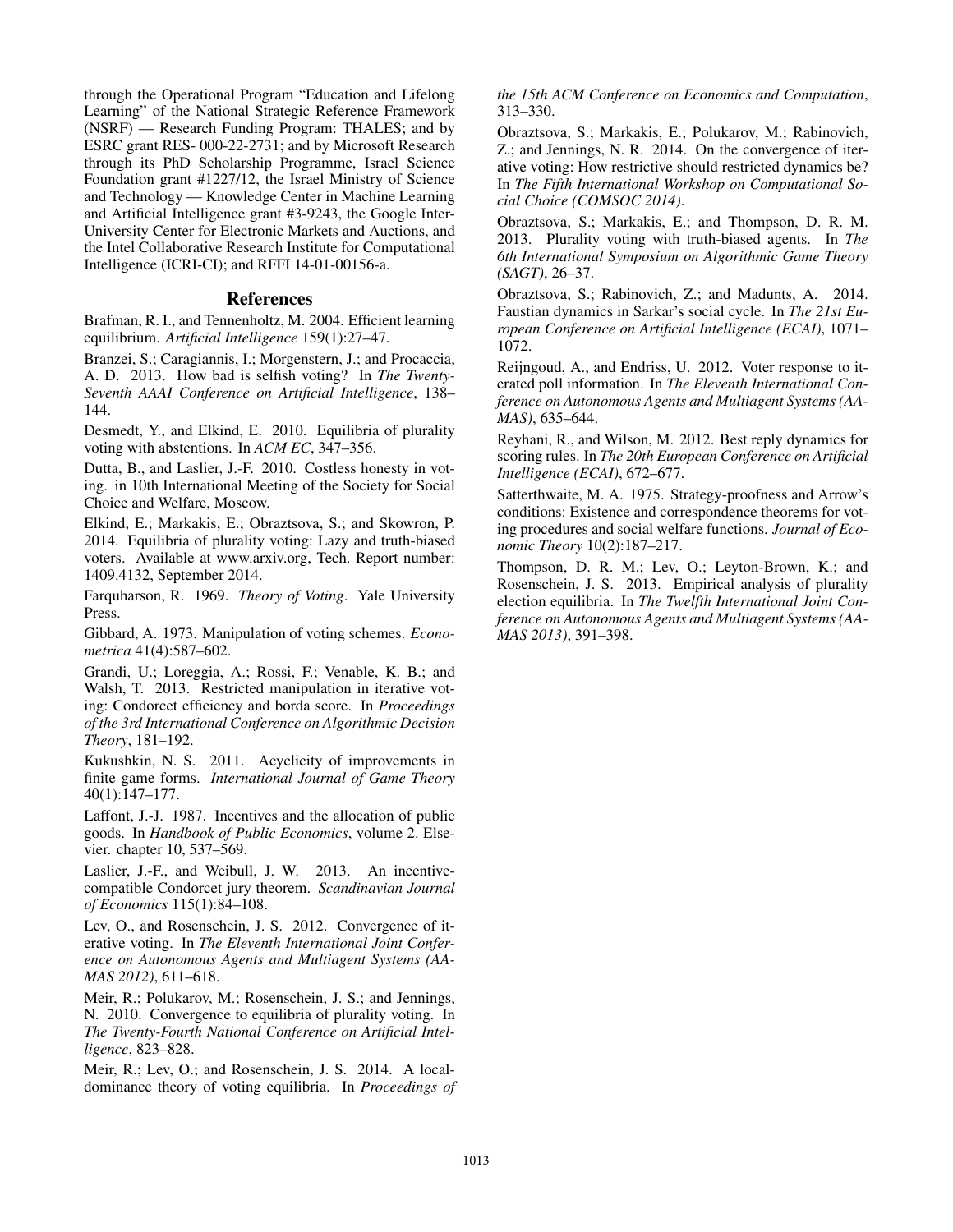through the Operational Program "Education and Lifelong Learning" of the National Strategic Reference Framework (NSRF) — Research Funding Program: THALES; and by ESRC grant RES- 000-22-2731; and by Microsoft Research through its PhD Scholarship Programme, Israel Science Foundation grant #1227/12, the Israel Ministry of Science and Technology — Knowledge Center in Machine Learning and Artificial Intelligence grant #3-9243, the Google Inter-University Center for Electronic Markets and Auctions, and the Intel Collaborative Research Institute for Computational Intelligence (ICRI-CI); and RFFI 14-01-00156-a.

## References

Brafman, R. I., and Tennenholtz, M. 2004. Efficient learning equilibrium. *Artificial Intelligence* 159(1):27–47.

Branzei, S.; Caragiannis, I.; Morgenstern, J.; and Procaccia, A. D. 2013. How bad is selfish voting? In *The Twenty-Seventh AAAI Conference on Artificial Intelligence*, 138–144.

Desmedt, Y., and Elkind, E. 2010. Equilibria of plurality voting with abstentions. In *ACM EC*, 347–356.

Dutta, B., and Laslier, J.-F. 2010. Costless honesty in voting. in 10th International Meeting of the Society for Social Choice and Welfare, Moscow.

Elkind, E.; Markakis, E.; Obraztsova, S.; and Skowron, P. 2014. Equilibria of plurality voting: Lazy and truth-biased voters. Available at www.arxiv.org, Tech. Report number: 1409.4132, September 2014.

Farquharson, R. 1969. *Theory of Voting*. Yale University Press.

Gibbard, A. 1973. Manipulation of voting schemes. *Econometrica* 41(4):587–602.

Grandi, U.; Loreggia, A.; Rossi, F.; Venable, K. B.; and Walsh, T. 2013. Restricted manipulation in iterative voting: Condorcet efficiency and borda score. In *Proceedings of the 3rd International Conference on Algorithmic Decision Theory*, 181–192.

Kukushkin, N. S. 2011. Acyclicity of improvements in finite game forms. *International Journal of Game Theory* 40(1):147–177.

Laffont, J.-J. 1987. Incentives and the allocation of public goods. In *Handbook of Public Economics*, volume 2. Elsevier. chapter 10, 537–569.

Laslier, J.-F., and Weibull, J. W. 2013. An incentive-compatible Condorcet jury theorem. *Scandinavian Journal of Economics* 115(1):84–108.

Lev, O., and Rosenschein, J. S. 2012. Convergence of iterative voting. In *The Eleventh International Joint Conference on Autonomous Agents and Multiagent Systems (AAMAS 2012)*, 611–618.

Meir, R.; Polukarov, M.; Rosenschein, J. S.; and Jennings, N. 2010. Convergence to equilibria of plurality voting. In *The Twenty-Fourth National Conference on Artificial Intelligence*, 823–828.

Meir, R.; Lev, O.; and Rosenschein, J. S. 2014. A local-dominance theory of voting equilibria. In *Proceedings of the 15th ACM Conference on Economics and Computation*, 313–330.

Obraztsova, S.; Markakis, E.; Polukarov, M.; Rabinovich, Z.; and Jennings, N. R. 2014. On the convergence of iterative voting: How restrictive should restricted dynamics be? In *The Fifth International Workshop on Computational Social Choice (COMSOC 2014)*.

Obraztsova, S.; Markakis, E.; and Thompson, D. R. M. 2013. Plurality voting with truth-biased agents. In *The 6th International Symposium on Algorithmic Game Theory (SAGT)*, 26–37.

Obraztsova, S.; Rabinovich, Z.; and Madunts, A. 2014. Faustian dynamics in Sarkar's social cycle. In *The 21st European Conference on Artificial Intelligence (ECAI)*, 1071–1072.

Reijngoud, A., and Endriss, U. 2012. Voter response to iterated poll information. In *The Eleventh International Conference on Autonomous Agents and Multiagent Systems (AAMAS)*, 635–644.

Reyhani, R., and Wilson, M. 2012. Best reply dynamics for scoring rules. In *The 20th European Conference on Artificial Intelligence (ECAI)*, 672–677.

Satterthwaite, M. A. 1975. Strategy-proofness and Arrow's conditions: Existence and correspondence theorems for voting procedures and social welfare functions. *Journal of Economic Theory* 10(2):187–217.

Thompson, D. R. M.; Lev, O.; Leyton-Brown, K.; and Rosenschein, J. S. 2013. Empirical analysis of plurality election equilibria. In *The Twelfth International Joint Conference on Autonomous Agents and Multiagent Systems (AAMAS 2013)*, 391–398.